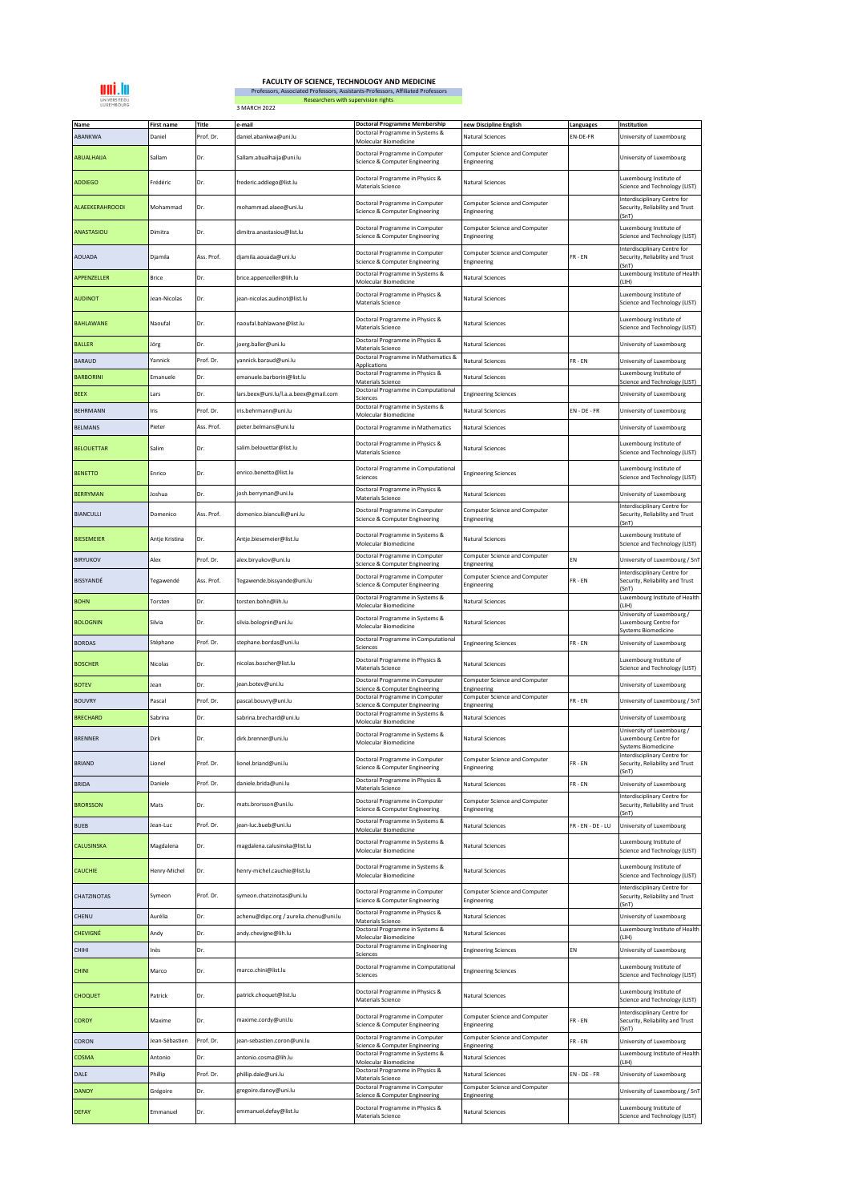# FACULTY OF SCIENCE, TECHNOLOGY AND MEDICINE

Professors, Associated Professors, Assistants-Professors, Affiliated Professors

Researchers with supervision rights

3 MARCH 2022

| Name | First name | Title | e-mail | Doctoral Programme Membership | new Discipline English | Languages | Institution |
|---|---|---|---|---|---|---|---|
| ABANKWA | Daniel | Prof. Dr. | daniel.abankwa@uni.lu | Doctoral Programme in Systems & Molecular Biomedicine | Natural Sciences | EN-DE-FR | University of Luxembourg |
| ABUALHAIJA | Sallam | Dr. | Sallam.abualhaija@uni.lu | Doctoral Programme in Computer Science & Computer Engineering | Computer Science and Computer Engineering | | University of Luxembourg |
| ADDIEGO | Frédéric | Dr. | frederic.addiego@list.lu | Doctoral Programme in Physics & Materials Science | Natural Sciences | | Luxembourg Institute of Science and Technology (LIST) |
| ALAEEKERAHROODI | Mohammad | Dr. | mohammad.alaee@uni.lu | Doctoral Programme in Computer Science & Computer Engineering | Computer Science and Computer Engineering | | Interdisciplinary Centre for Security, Reliability and Trust (SnT) |
| ANASTASIOU | Dimitra | Dr. | dimitra.anastasiou@list.lu | Doctoral Programme in Computer Science & Computer Engineering | Computer Science and Computer Engineering | | Luxembourg Institute of Science and Technology (LIST) |
| AOUADA | Djamila | Ass. Prof. | djamila.aouada@uni.lu | Doctoral Programme in Computer Science & Computer Engineering | Computer Science and Computer Engineering | FR - EN | Interdisciplinary Centre for Security, Reliability and Trust (SnT) |
| APPENZELLER | Brice | Dr. | brice.appenzeller@lih.lu | Doctoral Programme in Systems & Molecular Biomedicine | Natural Sciences | | Luxembourg Institute of Health (LIH) |
| AUDINOT | Jean-Nicolas | Dr. | jean-nicolas.audinot@list.lu | Doctoral Programme in Physics & Materials Science | Natural Sciences | | Luxembourg Institute of Science and Technology (LIST) |
| BAHLAWANE | Naoufal | Dr. | naoufal.bahlawane@list.lu | Doctoral Programme in Physics & Materials Science | Natural Sciences | | Luxembourg Institute of Science and Technology (LIST) |
| BALLER | Jörg | Dr. | joerg.baller@uni.lu | Doctoral Programme in Physics & Materials Science | Natural Sciences | | University of Luxembourg |
| BARAUD | Yannick | Prof. Dr. | yannick.baraud@uni.lu | Doctoral Programme in Mathematics & Applications | Natural Sciences | FR - EN | University of Luxembourg |
| BARBORINI | Emanuele | Dr. | emanuele.barborini@list.lu | Doctoral Programme in Physics & Materials Science | Natural Sciences | | Luxembourg Institute of Science and Technology (LIST) |
| BEEX | Lars | Dr. | lars.beex@uni.lu/l.a.a.beex@gmail.com | Doctoral Programme in Computational Sciences | Engineering Sciences | | University of Luxembourg |
| BEHRMANN | Iris | Prof. Dr. | iris.behrmann@uni.lu | Doctoral Programme in Systems & Molecular Biomedicine | Natural Sciences | EN - DE - FR | University of Luxembourg |
| BELMANS | Pieter | Ass. Prof. | pieter.belmans@uni.lu | Doctoral Programme in Mathematics | Natural Sciences | | University of Luxembourg |
| BELOUETTAR | Salim | Dr. | salim.belouettar@list.lu | Doctoral Programme in Physics & Materials Science | Natural Sciences | | Luxembourg Institute of Science and Technology (LIST) |
| BENETTO | Enrico | Dr. | enrico.benetto@list.lu | Doctoral Programme in Computational Sciences | Engineering Sciences | | Luxembourg Institute of Science and Technology (LIST) |
| BERRYMAN | Joshua | Dr. | josh.berryman@uni.lu | Doctoral Programme in Physics & Materials Science | Natural Sciences | | University of Luxembourg |
| BIANCULLI | Domenico | Ass. Prof. | domenico.bianculli@uni.lu | Doctoral Programme in Computer Science & Computer Engineering | Computer Science and Computer Engineering | | Interdisciplinary Centre for Security, Reliability and Trust (SnT) |
| BIESEMEIER | Antje Kristina | Dr. | Antje.biesemeier@list.lu | Doctoral Programme in Systems & Molecular Biomedicine | Natural Sciences | | Luxembourg Institute of Science and Technology (LIST) |
| BIRYUKOV | Alex | Prof. Dr. | alex.biryukov@uni.lu | Doctoral Programme in Computer Science & Computer Engineering | Computer Science and Computer Engineering | EN | University of Luxembourg / SnT |
| BISSYANDÉ | Tegawendé | Ass. Prof. | Tegawende.bissyande@uni.lu | Doctoral Programme in Computer Science & Computer Engineering | Computer Science and Computer Engineering | FR - EN | Interdisciplinary Centre for Security, Reliability and Trust (SnT) |
| BOHN | Torsten | Dr. | torsten.bohn@lih.lu | Doctoral Programme in Systems & Molecular Biomedicine | Natural Sciences | | Luxembourg Institute of Health (LIH) |
| BOLOGNIN | Silvia | Dr. | silvia.bolognin@uni.lu | Doctoral Programme in Systems & Molecular Biomedicine | Natural Sciences | | University of Luxembourg / Luxembourg Centre for Systems Biomedicine |
| BORDAS | Stéphane | Prof. Dr. | stephane.bordas@uni.lu | Doctoral Programme in Computational Sciences | Engineering Sciences | FR - EN | University of Luxembourg |
| BOSCHER | Nicolas | Dr. | nicolas.boscher@list.lu | Doctoral Programme in Physics & Materials Science | Natural Sciences | | Luxembourg Institute of Science and Technology (LIST) |
| BOTEV | Jean | Dr. | jean.botev@uni.lu | Doctoral Programme in Computer Science & Computer Engineering | Computer Science and Computer Engineering | | University of Luxembourg |
| BOUVRY | Pascal | Prof. Dr. | pascal.bouvry@uni.lu | Doctoral Programme in Computer Science & Computer Engineering | Computer Science and Computer Engineering | FR - EN | University of Luxembourg / SnT |
| BRECHARD | Sabrina | Dr. | sabrina.brechard@uni.lu | Doctoral Programme in Systems & Molecular Biomedicine | Natural Sciences | | University of Luxembourg |
| BRENNER | Dirk | Dr. | dirk.brenner@uni.lu | Doctoral Programme in Systems & Molecular Biomedicine | Natural Sciences | | University of Luxembourg / Luxembourg Centre for Systems Biomedicine |
| BRIAND | Lionel | Prof. Dr. | lionel.briand@uni.lu | Doctoral Programme in Computer Science & Computer Engineering | Computer Science and Computer Engineering | FR - EN | Interdisciplinary Centre for Security, Reliability and Trust (SnT) |
| BRIDA | Daniele | Prof. Dr. | daniele.brida@uni.lu | Doctoral Programme in Physics & Materials Science | Natural Sciences | FR - EN | University of Luxembourg |
| BRORSSON | Mats | Dr. | mats.brorsson@uni.lu | Doctoral Programme in Computer Science & Computer Engineering | Computer Science and Computer Engineering | | Interdisciplinary Centre for Security, Reliability and Trust (SnT) |
| BUEB | Jean-Luc | Prof. Dr. | jean-luc.bueb@uni.lu | Doctoral Programme in Systems & Molecular Biomedicine | Natural Sciences | FR - EN - DE - LU | University of Luxembourg |
| CALUSINSKA | Magdalena | Dr. | magdalena.calusinska@list.lu | Doctoral Programme in Systems & Molecular Biomedicine | Natural Sciences | | Luxembourg Institute of Science and Technology (LIST) |
| CAUCHIE | Henry-Michel | Dr. | henry-michel.cauchie@list.lu | Doctoral Programme in Systems & Molecular Biomedicine | Natural Sciences | | Luxembourg Institute of Science and Technology (LIST) |
| CHATZINOTAS | Symeon | Prof. Dr. | symeon.chatzinotas@uni.lu | Doctoral Programme in Computer Science & Computer Engineering | Computer Science and Computer Engineering | | Interdisciplinary Centre for Security, Reliability and Trust (SnT) |
| CHENU | Aurélia | Dr. | achenu@dipc.org / aurelia.chenu@uni.lu | Doctoral Programme in Physics & Materials Science | Natural Sciences | | University of Luxembourg |
| CHEVIGNÉ | Andy | Dr. | andy.chevigne@lih.lu | Doctoral Programme in Systems & Molecular Biomedicine | Natural Sciences | | Luxembourg Institute of Health (LIH) |
| CHIHI | Inès | Dr. | | Doctoral Programme in Engineering Sciences | Engineering Sciences | EN | University of Luxembourg |
| CHINI | Marco | Dr. | marco.chini@list.lu | Doctoral Programme in Computational Sciences | Engineering Sciences | | Luxembourg Institute of Science and Technology (LIST) |
| CHOQUET | Patrick | Dr. | patrick.choquet@list.lu | Doctoral Programme in Physics & Materials Science | Natural Sciences | | Luxembourg Institute of Science and Technology (LIST) |
| CORDY | Maxime | Dr. | maxime.cordy@uni.lu | Doctoral Programme in Computer Science & Computer Engineering | Computer Science and Computer Engineering | FR - EN | Interdisciplinary Centre for Security, Reliability and Trust (SnT) |
| CORON | Jean-Sébastien | Prof. Dr. | jean-sebastien.coron@uni.lu | Doctoral Programme in Computer Science & Computer Engineering | Computer Science and Computer Engineering | FR - EN | University of Luxembourg |
| COSMA | Antonio | Dr. | antonio.cosma@lih.lu | Doctoral Programme in Systems & Molecular Biomedicine | Natural Sciences | | Luxembourg Institute of Health (LIH) |
| DALE | Phillip | Prof. Dr. | phillip.dale@uni.lu | Doctoral Programme in Physics & Materials Science | Natural Sciences | EN - DE - FR | University of Luxembourg |
| DANOY | Grégoire | Dr. | gregoire.danoy@uni.lu | Doctoral Programme in Computer Science & Computer Engineering | Computer Science and Computer Engineering | | University of Luxembourg / SnT |
| DEFAY | Emmanuel | Dr. | emmanuel.defay@list.lu | Doctoral Programme in Physics & Materials Science | Natural Sciences | | Luxembourg Institute of Science and Technology (LIST) |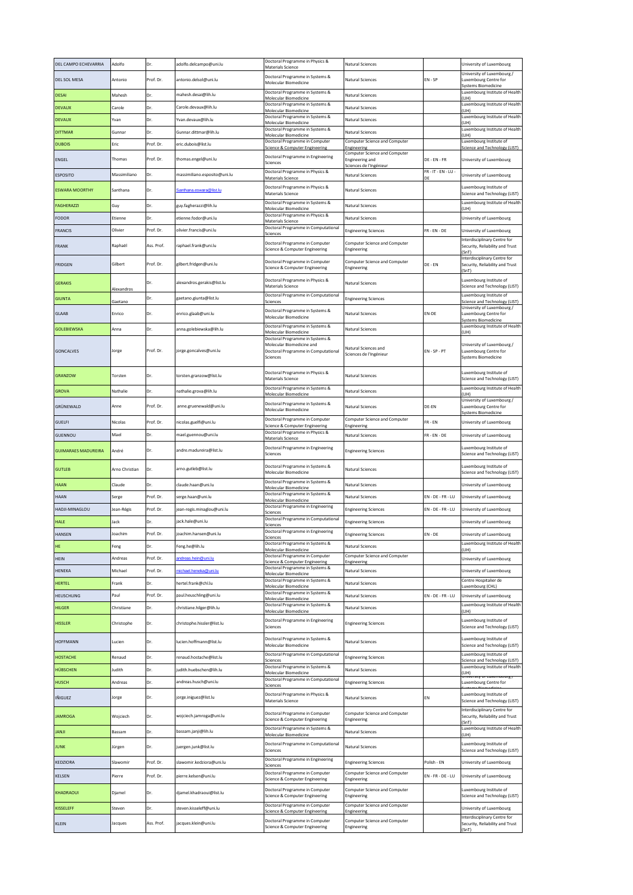| DEL CAMPO ECHEVARRIA | Adolfo | Dr. | adolfo.delcampo@uni.lu | Doctoral Programme in Physics & Materials Science | Natural Sciences | | University of Luxembourg |
|---|---|---|---|---|---|---|---|
| DEL SOL MESA | Antonio | Prof. Dr. | antonio.delsol@uni.lu | Doctoral Programme in Systems & Molecular Biomedicine | Natural Sciences | EN - SP | University of Luxembourg / Luxembourg Centre for Systems Biomedicine |
| DESAI | Mahesh | Dr. | mahesh.desai@lih.lu | Doctoral Programme in Systems & Molecular Biomedicine | Natural Sciences | | Luxembourg Institute of Health (LIH) |
| DEVAUX | Carole | Dr. | Carole.devaux@lih.lu | Doctoral Programme in Systems & Molecular Biomedicine | Natural Sciences | | Luxembourg Institute of Health (LIH) |
| DEVAUX | Yvan | Dr. | Yvan.devaux@lih.lu | Doctoral Programme in Systems & Molecular Biomedicine | Natural Sciences | | Luxembourg Institute of Health (LIH) |
| DITTMAR | Gunnar | Dr. | Gunnar.dittmar@lih.lu | Doctoral Programme in Systems & Molecular Biomedicine | Natural Sciences | | Luxembourg Institute of Health (LIH) |
| DUBOIS | Eric | Prof. Dr. | eric.dubois@list.lu | Doctoral Programme in Computer Science & Computer Engineering | Computer Science and Computer Engineering | | Luxembourg Institute of Science and Technology (LIST) |
| ENGEL | Thomas | Prof. Dr. | thomas.engel@uni.lu | Doctoral Programme in Engineering Sciences | Computer Science and Computer Engineering and Sciences de l'Ingénieur | DE - EN - FR | University of Luxembourg |
| ESPOSITO | Massimiliano | Dr. | massimiliano.esposito@uni.lu | Doctoral Programme in Physics & Materials Science | Natural Sciences | FR - IT - EN - LU - DE | University of Luxembourg |
| ESWARA MOORTHY | Santhana | Dr. | Santhana.eswara@list.lu | Doctoral Programme in Physics & Materials Science | Natural Sciences | | Luxembourg Institute of Science and Technology (LIST) |
| FAGHERAZZI | Guy | Dr. | guy.fagherazzi@lih.lu | Doctoral Programme in Systems & Molecular Biomedicine | Natural Sciences | | Luxembourg Institute of Health (LIH) |
| FODOR | Etienne | Dr. | etienne.fodor@uni.lu | Doctoral Programme in Physics & Materials Science | Natural Sciences | | University of Luxembourg |
| FRANCIS | Olivier | Prof. Dr. | olivier.francis@uni.lu | Doctoral Programme in Computational Sciences | Engineering Sciences | FR - EN - DE | University of Luxembourg |
| FRANK | Raphaël | Ass. Prof. | raphael.frank@uni.lu | Doctoral Programme in Computer Science & Computer Engineering | Computer Science and Computer Engineering | | Interdisciplinary Centre for Security, Reliability and Trust (SnT) |
| FRIDGEN | Gilbert | Prof. Dr. | gilbert.fridgen@uni.lu | Doctoral Programme in Computer Science & Computer Engineering | Computer Science and Computer Engineering | DE - EN | Interdisciplinary Centre for Security, Reliability and Trust (SnT) |
| GERAKIS | Alexandros | Dr. | alexandros.gerakis@list.lu | Doctoral Programme in Physics & Materials Science | Natural Sciences | | Luxembourg Institute of Science and Technology (LIST) |
| GIUNTA | Gaetano | Dr. | gaetano.giunta@list.lu | Doctoral Programme in Computational Sciences | Engineering Sciences | | Luxembourg Institute of Science and Technology (LIST) |
| GLAAB | Enrico | Dr. | enrico.glaab@uni.lu | Doctoral Programme in Systems & Molecular Biomedicine | Natural Sciences | EN-DE | University of Luxembourg / Luxembourg Centre for Systems Biomedicine |
| GOLEBIEWSKA | Anna | Dr. | anna.golebiewska@lih.lu | Doctoral Programme in Systems & Molecular Biomedicine | Natural Sciences | | Luxembourg Institute of Health (LIH) |
| GONCALVES | Jorge | Prof. Dr. | jorge.goncalves@uni.lu | Doctoral Programme in Systems & Molecular Biomedicine and Doctoral Programme in Computational Sciences | Natural Sciences and Sciences de l'Ingénieur | EN - SP - PT | University of Luxembourg / Luxembourg Centre for Systems Biomedicine |
| GRANZOW | Torsten | Dr. | torsten.granzow@list.lu | Doctoral Programme in Physics & Materials Science | Natural Sciences | | Luxembourg Institute of Science and Technology (LIST) |
| GROVA | Nathalie | Dr. | nathalie.grova@lih.lu | Doctoral Programme in Systems & Molecular Biomedicine | Natural Sciences | | Luxembourg Institute of Health (LIH) |
| GRÜNEWALD | Anne | Prof. Dr. | anne.gruenewald@uni.lu | Doctoral Programme in Systems & Molecular Biomedicine | Natural Sciences | DE-EN | University of Luxembourg / Luxembourg Centre for Systems Biomedicine |
| GUELFI | Nicolas | Prof. Dr. | nicolas.guelfi@uni.lu | Doctoral Programme in Computer Science & Computer Engineering | Computer Science and Computer Engineering | FR - EN | University of Luxembourg |
| GUENNOU | Mael | Dr. | mael.guennou@uni.lu | Doctoral Programme in Physics & Materials Science | Natural Sciences | FR - EN - DE | University of Luxembourg |
| GUIMARAES MADUREIRA | André | Dr. | andre.madureira@list.lu | Doctoral Programme in Engineering Sciences | Engineering Sciences | | Luxembourg Institute of Science and Technology (LIST) |
| GUTLEB | Arno Christian | Dr. | arno.gutleb@list.lu | Doctoral Programme in Systems & Molecular Biomedicine | Natural Sciences | | Luxembourg Institute of Science and Technology (LIST) |
| HAAN | Claude | Dr. | claude.haan@uni.lu | Doctoral Programme in Systems & Molecular Biomedicine | Natural Sciences | | University of Luxembourg |
| HAAN | Serge | Prof. Dr. | serge.haan@uni.lu | Doctoral Programme in Systems & Molecular Biomedicine | Natural Sciences | EN - DE - FR - LU | University of Luxembourg |
| HADJI-MINAGLOU | Jean-Régis | Prof. Dr. | jean-regis.minaglou@uni.lu | Doctoral Programme in Engineering Sciences | Engineering Sciences | EN - DE - FR - LU | University of Luxembourg |
| HALE | Jack | Dr. | jack.hale@uni.lu | Doctoral Programme in Computational Sciences | Engineering Sciences | | University of Luxembourg |
| HANSEN | Joachim | Prof. Dr. | joachim.hansen@uni.lu | Doctoral Programme in Engineering Sciences | Engineering Sciences | EN - DE | University of Luxembourg |
| HE | Feng | Dr. | Feng.he@lih.lu | Doctoral Programme in Systems & Molecular Biomedicine | Natural Sciences | | Luxembourg Institute of Health (LIH) |
| HEIN | Andreas | Prof. Dr. | andreas.hein@uni.lu | Doctoral Programme in Computer Science & Computer Engineering | Computer Science and Computer Engineering | | University of Luxembourg |
| HENEKA | Michael | Prof. Dr. | michael.heneka@uni.lu | Doctoral Programme in Systems & Molecular Biomedicine | Natural Sciences | | University of Luxembourg |
| HERTEL | Frank | Dr. | hertel.frank@chl.lu | Doctoral Programme in Systems & Molecular Biomedicine | Natural Sciences | | Centre Hospitalier de Luxembourg (CHL) |
| HEUSCHLING | Paul | Prof. Dr. | paul.heuschling@uni.lu | Doctoral Programme in Systems & Molecular Biomedicine | Natural Sciences | EN - DE - FR - LU | University of Luxembourg |
| HILGER | Christiane | Dr. | christiane.hilger@lih.lu | Doctoral Programme in Systems & Molecular Biomedicine | Natural Sciences | | Luxembourg Institute of Health (LIH) |
| HISSLER | Christophe | Dr. | christophe.hissler@list.lu | Doctoral Programme in Engineering Sciences | Engineering Sciences | | Luxembourg Institute of Science and Technology (LIST) |
| HOFFMANN | Lucien | Dr. | lucien.hoffmann@list.lu | Doctoral Programme in Systems & Molecular Biomedicine | Natural Sciences | | Luxembourg Institute of Science and Technology (LIST) |
| HOSTACHE | Renaud | Dr. | renaud.hostache@list.lu | Doctoral Programme in Computational Sciences | Engineering Sciences | | Luxembourg Institute of Science and Technology (LIST) |
| HÜBSCHEN | Judith | Dr. | judith.huebschen@lih.lu | Doctoral Programme in Systems & Molecular Biomedicine | Natural Sciences | | Luxembourg Institute of Health (LIH) |
| HUSCH | Andreas | Dr. | andreas.husch@uni.lu | Doctoral Programme in Computational Sciences | Engineering Sciences | | University of Luxembourg / Luxembourg Centre for Systems Biomedicine |
| IÑIGUEZ | Jorge | Dr. | jorge.iniguez@list.lu | Doctoral Programme in Physics & Materials Science | Natural Sciences | EN | Luxembourg Institute of Science and Technology (LIST) |
| JAMROGA | Wojciech | Dr. | wojciech.jamroga@uni.lu | Doctoral Programme in Computer Science & Computer Engineering | Computer Science and Computer Engineering | | Interdisciplinary Centre for Security, Reliability and Trust (SnT) |
| JANJI | Bassam | Dr. | bassam.janji@lih.lu | Doctoral Programme in Systems & Molecular Biomedicine | Natural Sciences | | Luxembourg Institute of Health (LIH) |
| JUNK | Jürgen | Dr. | juergen.junk@list.lu | Doctoral Programme in Computational Sciences | Natural Sciences | | Luxembourg Institute of Science and Technology (LIST) |
| KEDZIORA | Slawomir | Prof. Dr. | slawomir.kedziora@uni.lu | Doctoral Programme in Engineering Sciences | Engineering Sciences | Polish - EN | University of Luxembourg |
| KELSEN | Pierre | Prof. Dr. | pierre.kelsen@uni.lu | Doctoral Programme in Computer Science & Computer Engineering | Computer Science and Computer Engineering | EN - FR - DE - LU | University of Luxembourg |
| KHADRAOUI | Djamel | Dr. | djamel.khadraoui@list.lu | Doctoral Programme in Computer Science & Computer Engineering | Computer Science and Computer Engineering | | Luxembourg Institute of Science and Technology (LIST) |
| KISSELEFF | Steven | Dr. | steven.kisseleff@uni.lu | Doctoral Programme in Computer Science & Computer Engineering | Computer Science and Computer Engineering | | University of Luxembourg |
| KLEIN | Jacques | Ass. Prof. | jacques.klein@uni.lu | Doctoral Programme in Computer Science & Computer Engineering | Computer Science and Computer Engineering | | Interdisciplinary Centre for Security, Reliability and Trust (SnT) |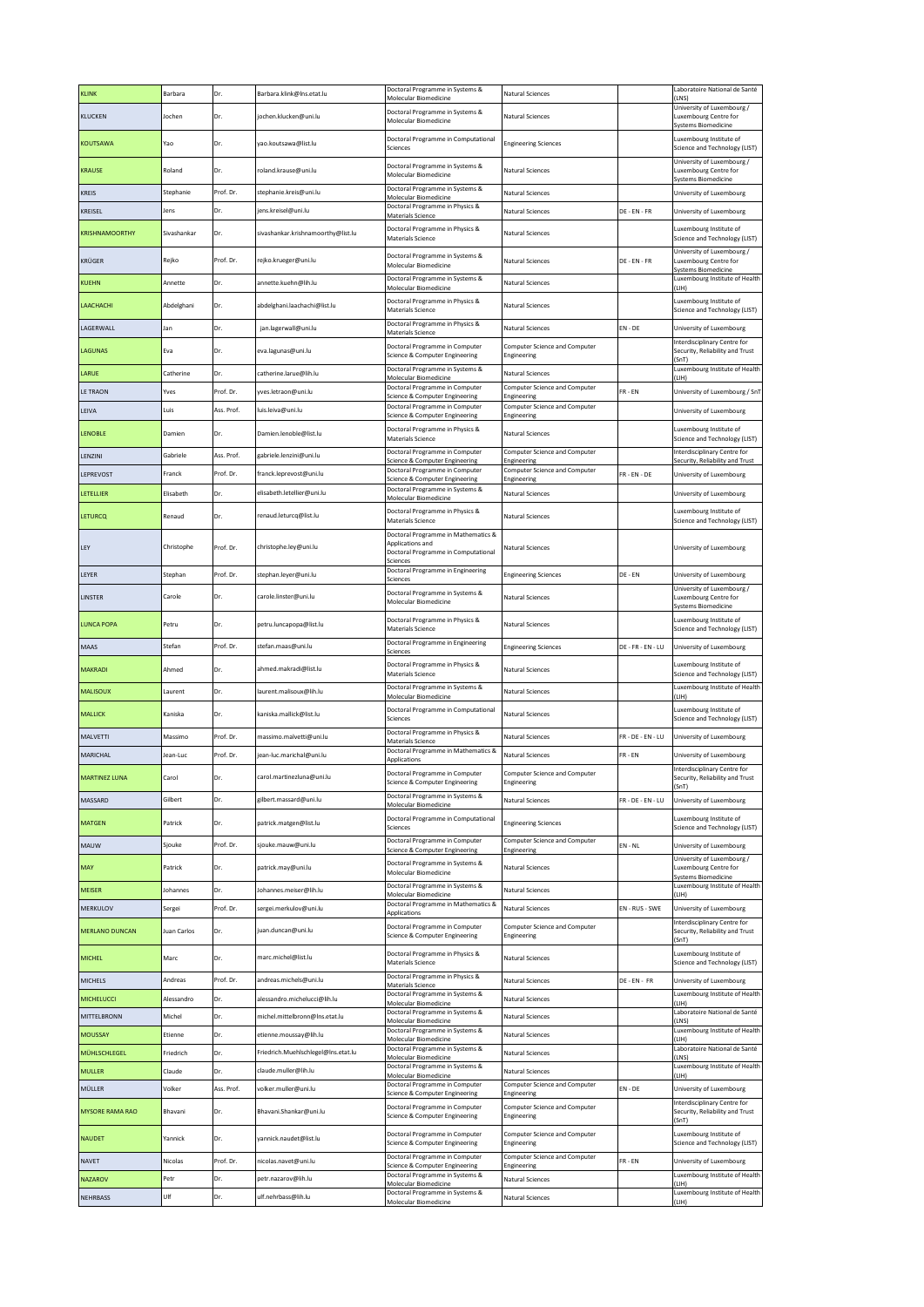| KLINK | Barbara | Dr. | Barbara.klink@lns.etat.lu | Doctoral Programme in Systems & Molecular Biomedicine | Natural Sciences | | Laboratoire National de Santé (LNS) |
|---|---|---|---|---|---|---|---|
| KLUCKEN | Jochen | Dr. | jochen.klucken@uni.lu | Doctoral Programme in Systems & Molecular Biomedicine | Natural Sciences | | University of Luxembourg / Luxembourg Centre for Systems Biomedicine |
| KOUTSAWA | Yao | Dr. | yao.koutsawa@list.lu | Doctoral Programme in Computational Sciences | Engineering Sciences | | Luxembourg Institute of Science and Technology (LIST) |
| KRAUSE | Roland | Dr. | roland.krause@uni.lu | Doctoral Programme in Systems & Molecular Biomedicine | Natural Sciences | | University of Luxembourg / Luxembourg Centre for Systems Biomedicine |
| KREIS | Stephanie | Prof. Dr. | stephanie.kreis@uni.lu | Doctoral Programme in Systems & Molecular Biomedicine | Natural Sciences | | University of Luxembourg |
| KREISEL | Jens | Dr. | jens.kreisel@uni.lu | Doctoral Programme in Physics & Materials Science | Natural Sciences | DE - EN - FR | University of Luxembourg |
| KRISHNAMOORTHY | Sivashankar | Dr. | sivashankar.krishnamoorthy@list.lu | Doctoral Programme in Physics & Materials Science | Natural Sciences | | Luxembourg Institute of Science and Technology (LIST) |
| KRÜGER | Rejko | Prof. Dr. | rejko.krueger@uni.lu | Doctoral Programme in Systems & Molecular Biomedicine | Natural Sciences | DE - EN - FR | University of Luxembourg / Luxembourg Centre for Systems Biomedicine |
| KUEHN | Annette | Dr. | annette.kuehn@lih.lu | Doctoral Programme in Systems & Molecular Biomedicine | Natural Sciences | | Luxembourg Institute of Health (LIH) |
| LAACHACHI | Abdelghani | Dr. | abdelghani.laachachi@list.lu | Doctoral Programme in Physics & Materials Science | Natural Sciences | | Luxembourg Institute of Science and Technology (LIST) |
| LAGERWALL | Jan | Dr. | jan.lagerwall@uni.lu | Doctoral Programme in Physics & Materials Science | Natural Sciences | EN - DE | University of Luxembourg |
| LAGUNAS | Eva | Dr. | eva.lagunas@uni.lu | Doctoral Programme in Computer Science & Computer Engineering | Computer Science and Computer Engineering | | Interdisciplinary Centre for Security, Reliability and Trust (SnT) |
| LARUE | Catherine | Dr. | catherine.larue@lih.lu | Doctoral Programme in Systems & Molecular Biomedicine | Natural Sciences | | Luxembourg Institute of Health (LIH) |
| LE TRAON | Yves | Prof. Dr. | yves.letraon@uni.lu | Doctoral Programme in Computer Science & Computer Engineering | Computer Science and Computer Engineering | FR - EN | University of Luxembourg / SnT |
| LEIVA | Luis | Ass. Prof. | luis.leiva@uni.lu | Doctoral Programme in Computer Science & Computer Engineering | Computer Science and Computer Engineering | | University of Luxembourg |
| LENOBLE | Damien | Dr. | Damien.lenoble@list.lu | Doctoral Programme in Physics & Materials Science | Natural Sciences | | Luxembourg Institute of Science and Technology (LIST) |
| LENZINI | Gabriele | Ass. Prof. | gabriele.lenzini@uni.lu | Doctoral Programme in Computer Science & Computer Engineering | Computer Science and Computer Engineering | | Interdisciplinary Centre for Security, Reliability and Trust |
| LEPREVOST | Franck | Prof. Dr. | franck.leprevost@uni.lu | Doctoral Programme in Computer Science & Computer Engineering | Computer Science and Computer Engineering | FR - EN - DE | University of Luxembourg |
| LETELLIER | Elisabeth | Dr. | elisabeth.letellier@uni.lu | Doctoral Programme in Systems & Molecular Biomedicine | Natural Sciences | | University of Luxembourg |
| LETURCQ | Renaud | Dr. | renaud.leturcq@list.lu | Doctoral Programme in Physics & Materials Science | Natural Sciences | | Luxembourg Institute of Science and Technology (LIST) |
| LEY | Christophe | Prof. Dr. | christophe.ley@uni.lu | Doctoral Programme in Mathematics & Applications and Doctoral Programme in Computational Sciences | Natural Sciences | | University of Luxembourg |
| LEYER | Stephan | Prof. Dr. | stephan.leyer@uni.lu | Doctoral Programme in Engineering Sciences | Engineering Sciences | DE - EN | University of Luxembourg |
| LINSTER | Carole | Dr. | carole.linster@uni.lu | Doctoral Programme in Systems & Molecular Biomedicine | Natural Sciences | | University of Luxembourg / Luxembourg Centre for Systems Biomedicine |
| LUNCA POPA | Petru | Dr. | petru.luncapopa@list.lu | Doctoral Programme in Physics & Materials Science | Natural Sciences | | Luxembourg Institute of Science and Technology (LIST) |
| MAAS | Stefan | Prof. Dr. | stefan.maas@uni.lu | Doctoral Programme in Engineering Sciences | Engineering Sciences | DE - FR - EN - LU | University of Luxembourg |
| MAKRADI | Ahmed | Dr. | ahmed.makradi@list.lu | Doctoral Programme in Physics & Materials Science | Natural Sciences | | Luxembourg Institute of Science and Technology (LIST) |
| MALISOUX | Laurent | Dr. | laurent.malisoux@lih.lu | Doctoral Programme in Systems & Molecular Biomedicine | Natural Sciences | | Luxembourg Institute of Health (LIH) |
| MALLICK | Kaniska | Dr. | kaniska.mallick@list.lu | Doctoral Programme in Computational Sciences | Natural Sciences | | Luxembourg Institute of Science and Technology (LIST) |
| MALVETTI | Massimo | Prof. Dr. | massimo.malvetti@uni.lu | Doctoral Programme in Physics & Materials Science | Natural Sciences | FR - DE - EN - LU | University of Luxembourg |
| MARICHAL | Jean-Luc | Prof. Dr. | jean-luc.marichal@uni.lu | Doctoral Programme in Mathematics & Applications | Natural Sciences | FR - EN | University of Luxembourg |
| MARTINEZ LUNA | Carol | Dr. | carol.martinezluna@uni.lu | Doctoral Programme in Computer Science & Computer Engineering | Computer Science and Computer Engineering | | Interdisciplinary Centre for Security, Reliability and Trust (SnT) |
| MASSARD | Gilbert | Dr. | gilbert.massard@uni.lu | Doctoral Programme in Systems & Molecular Biomedicine | Natural Sciences | FR - DE - EN - LU | University of Luxembourg |
| MATGEN | Patrick | Dr. | patrick.matgen@list.lu | Doctoral Programme in Computational Sciences | Engineering Sciences | | Luxembourg Institute of Science and Technology (LIST) |
| MAUW | Sjouke | Prof. Dr. | sjouke.mauw@uni.lu | Doctoral Programme in Computer Science & Computer Engineering | Computer Science and Computer Engineering | EN - NL | University of Luxembourg |
| MAY | Patrick | Dr. | patrick.may@uni.lu | Doctoral Programme in Systems & Molecular Biomedicine | Natural Sciences | | University of Luxembourg / Luxembourg Centre for Systems Biomedicine |
| MEISER | Johannes | Dr. | Johannes.meiser@lih.lu | Doctoral Programme in Systems & Molecular Biomedicine | Natural Sciences | | Luxembourg Institute of Health (LIH) |
| MERKULOV | Sergei | Prof. Dr. | sergei.merkulov@uni.lu | Doctoral Programme in Mathematics & Applications | Natural Sciences | EN - RUS - SWE | University of Luxembourg |
| MERLANO DUNCAN | Juan Carlos | Dr. | juan.duncan@uni.lu | Doctoral Programme in Computer Science & Computer Engineering | Computer Science and Computer Engineering | | Interdisciplinary Centre for Security, Reliability and Trust (SnT) |
| MICHEL | Marc | Dr. | marc.michel@list.lu | Doctoral Programme in Physics & Materials Science | Natural Sciences | | Luxembourg Institute of Science and Technology (LIST) |
| MICHELS | Andreas | Prof. Dr. | andreas.michels@uni.lu | Doctoral Programme in Physics & Materials Science | Natural Sciences | DE - EN - FR | University of Luxembourg |
| MICHELUCCI | Alessandro | Dr. | alessandro.michelucci@lih.lu | Doctoral Programme in Systems & Molecular Biomedicine | Natural Sciences | | Luxembourg Institute of Health (LIH) |
| MITTELBRONN | Michel | Dr. | michel.mittelbronn@lns.etat.lu | Doctoral Programme in Systems & Molecular Biomedicine | Natural Sciences | | Laboratoire National de Santé (LNS) |
| MOUSSAY | Etienne | Dr. | etienne.moussay@lih.lu | Doctoral Programme in Systems & Molecular Biomedicine | Natural Sciences | | Luxembourg Institute of Health (LIH) |
| MÜHLSCHLEGEL | Friedrich | Dr. | Friedrich.Muehlschlegel@lns.etat.lu | Doctoral Programme in Systems & Molecular Biomedicine | Natural Sciences | | Laboratoire National de Santé (LNS) |
| MULLER | Claude | Dr. | claude.muller@lih.lu | Doctoral Programme in Systems & Molecular Biomedicine | Natural Sciences | | Luxembourg Institute of Health (LIH) |
| MÜLLER | Volker | Ass. Prof. | volker.muller@uni.lu | Doctoral Programme in Computer Science & Computer Engineering | Computer Science and Computer Engineering | EN - DE | University of Luxembourg |
| MYSORE RAMA RAO | Bhavani | Dr. | Bhavani.Shankar@uni.lu | Doctoral Programme in Computer Science & Computer Engineering | Computer Science and Computer Engineering | | Interdisciplinary Centre for Security, Reliability and Trust (SnT) |
| NAUDET | Yannick | Dr. | yannick.naudet@list.lu | Doctoral Programme in Computer Science & Computer Engineering | Computer Science and Computer Engineering | | Luxembourg Institute of Science and Technology (LIST) |
| NAVET | Nicolas | Prof. Dr. | nicolas.navet@uni.lu | Doctoral Programme in Computer Science & Computer Engineering | Computer Science and Computer Engineering | FR - EN | University of Luxembourg |
| NAZAROV | Petr | Dr. | petr.nazarov@lih.lu | Doctoral Programme in Systems & Molecular Biomedicine | Natural Sciences | | Luxembourg Institute of Health (LIH) |
| NEHRBASS | Ulf | Dr. | ulf.nehrbass@lih.lu | Doctoral Programme in Systems & Molecular Biomedicine | Natural Sciences | | Luxembourg Institute of Health (LIH) |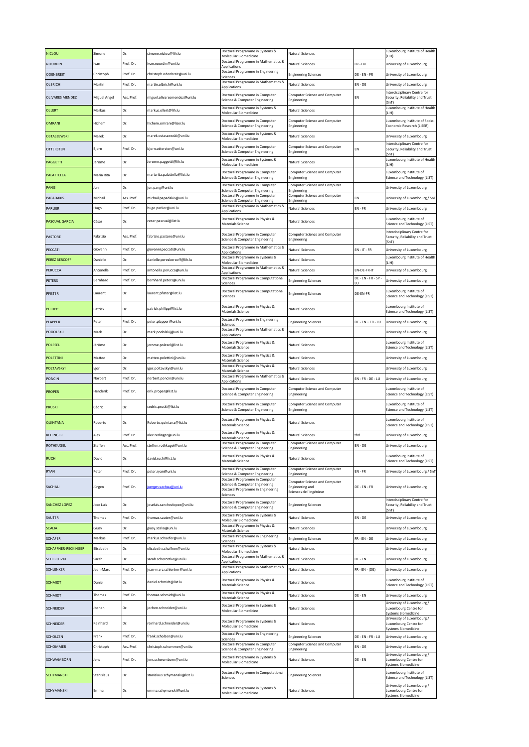| NICLOU | Simone | Dr. | simone.niclou@lih.lu | Doctoral Programme in Systems & Molecular Biomedicine | Natural Sciences | | Luxembourg Institute of Health (LIH) |
|---|---|---|---|---|---|---|---|
| NOURDIN | Ivan | Prof. Dr. | ivan.nourdin@uni.lu | Doctoral Programme in Mathematics & Applications | Natural Sciences | FR - EN | University of Luxembourg |
| ODENBREIT | Christoph | Prof. Dr. | christoph.odenbreit@uni.lu | Doctoral Programme in Engineering Sciences | Engineering Sciences | DE - EN - FR | University of Luxembourg |
| OLBRICH | Martin | Prof. Dr. | martin.olbrich@uni.lu | Doctoral Programme in Mathematics & Applications | Natural Sciences | EN - DE | University of Luxembourg |
| OLIVARES MENDEZ | Miguel Angel | Ass. Prof. | miguel.olivaresmendez@uni.lu | Doctoral Programme in Computer Science & Computer Engineering | Computer Science and Computer Engineering | EN | Interdisciplinary Centre for Security, Reliability and Trust (SnT) |
| OLLERT | Markus | Dr. | markus.ollert@lih.lu | Doctoral Programme in Systems & Molecular Biomedicine | Natural Sciences | | Luxembourg Institute of Health (LIH) |
| OMRANI | Hichem | Dr. | hichem.omrani@liser.lu | Doctoral Programme in Computer Science & Computer Engineering | Computer Science and Computer Engineering | | Luxembourg Institute of Socio-Economic Research (LISER) |
| OSTASZEWSKI | Marek | Dr. | marek.ostaszewski@uni.lu | Doctoral Programme in Systems & Molecular Biomedicine | Natural Sciences | | University of Luxembourg |
| OTTERSTEN | Bjorn | Prof. Dr. | bjorn.ottersten@uni.lu | Doctoral Programme in Computer Science & Computer Engineering | Computer Science and Computer Engineering | EN | Interdisciplinary Centre for Security, Reliability and Trust (SnT) |
| PAGGETTI | Jérôme | Dr. | Jerome.paggetti@lih.lu | Doctoral Programme in Systems & Molecular Biomedicine | Natural Sciences | | Luxembourg Institute of Health (LIH) |
| PALATTELLA | Maria Rita | Dr. | mariarita.palattella@list.lu | Doctoral Programme in Computer Science & Computer Engineering | Computer Science and Computer Engineering | | Luxembourg Institute of Science and Technology (LIST) |
| PANG | Jun | Dr. | jun.pang@uni.lu | Doctoral Programme in Computer Science & Computer Engineering | Computer Science and Computer Engineering | | University of Luxembourg |
| PAPADAKIS | Michail | Ass. Prof. | michail.papadakis@uni.lu | Doctoral Programme in Computer Science & Computer Engineering | Computer Science and Computer Engineering | EN | University of Luxembourg / SnT |
| PARLIER | Hugo | Prof. Dr. | hugo.parlier@uni.lu | Doctoral Programme in Mathematics & Applications | Natural Sciences | EN - FR | University of Luxembourg |
| PASCUAL GARCIA | César | Dr. | cesar.pascual@list.lu | Doctoral Programme in Physics & Materials Science | Natural Sciences | | Luxembourg Institute of Science and Technology (LIST) |
| PASTORE | Fabrizio | Ass. Prof. | fabrizio.pastore@uni.lu | Doctoral Programme in Computer Science & Computer Engineering | Computer Science and Computer Engineering | | Interdisciplinary Centre for Security, Reliability and Trust (SnT) |
| PECCATI | Giovanni | Prof. Dr. | giovanni.peccati@uni.lu | Doctoral Programme in Mathematics & Applications | Natural Sciences | EN - IT - FR | University of Luxembourg |
| PEREZ BERCOFF | Danielle | Dr. | danielle.perezbercoff@lih.lu | Doctoral Programme in Systems & Molecular Biomedicine | Natural Sciences | | Luxembourg Institute of Health (LIH) |
| PERUCCA | Antonella | Prof. Dr. | antonella.perucca@uni.lu | Doctoral Programme in Mathematics & Applications | Natural Sciences | EN-DE-FR-IT | University of Luxembourg |
| PETERS | Bernhard | Prof. Dr. | bernhard.peters@uni.lu | Doctoral Programme in Computational Sciences | Engineering Sciences | DE - EN - FR - SP - LU | University of Luxembourg |
| PFISTER | Laurent | Dr. | laurent.pfister@list.lu | Doctoral Programme in Computational Sciences | Engineering Sciences | DE-EN-FR | Luxembourg Institute of Science and Technology (LIST) |
| PHILIPP | Patrick | Dr. | patrick.philipp@list.lu | Doctoral Programme in Physics & Materials Science | Natural Sciences | | Luxembourg Institute of Science and Technology (LIST) |
| PLAPPER | Peter | Prof. Dr. | peter.plapper@uni.lu | Doctoral Programme in Engineering Sciences | Engineering Sciences | DE - EN – FR - LU | University of Luxembourg |
| PODOLSKIJ | Mark | Dr. | mark.podolskij@uni.lu | Doctoral Programme in Mathematics & Applications | Natural Sciences | | University of Luxembourg |
| POLESEL | Jérôme | Dr. | jerome.polesel@list.lu | Doctoral Programme in Physics & Materials Science | Natural Sciences | | Luxembourg Institute of Science and Technology (LIST) |
| POLETTINI | Matteo | Dr. | matteo.polettini@uni.lu | Doctoral Programme in Physics & Materials Science | Natural Sciences | | University of Luxembourg |
| POLTAVSKYI | Igor | Dr. | igor.poltavskyi@uni.lu | Doctoral Programme in Physics & Materials Science | Natural Sciences | | University of Luxembourg |
| PONCIN | Norbert | Prof. Dr. | norbert.poncin@uni.lu | Doctoral Programme in Mathematics & Applications | Natural Sciences | EN - FR - DE - LU | University of Luxembourg |
| PROPER | Henderik | Prof. Dr. | erik.proper@list.lu | Doctoral Programme in Computer Science & Computer Engineering | Computer Science and Computer Engineering | | Luxembourg Institute of Science and Technology (LIST) |
| PRUSKI | Cédric | Dr. | cedric.pruski@list.lu | Doctoral Programme in Computer Science & Computer Engineering | Computer Science and Computer Engineering | | Luxembourg Institute of Science and Technology (LIST) |
| QUINTANA | Roberto | Dr. | Roberto.quintana@list.lu | Doctoral Programme in Physics & Materials Science | Natural Sciences | | Luxembourg Institute of Science and Technology (LIST) |
| REDINGER | Alex | Prof. Dr. | alex.redinger@uni.lu | Doctoral Programme in Physics & Materials Science | Natural Sciences | tbd | University of Luxembourg |
| ROTHKUGEL | Steffen | Ass. Prof. | steffen.rothkugel@uni.lu | Doctoral Programme in Computer Science & Computer Engineering | Computer Science and Computer Engineering | EN - DE | University of Luxembourg |
| RUCH | David | Dr. | david.ruch@list.lu | Doctoral Programme in Physics & Materials Science | Natural Sciences | | Luxembourg Institute of Science and Technology (LIST) |
| RYAN | Peter | Prof. Dr. | peter.ryan@uni.lu | Doctoral Programme in Computer Science & Computer Engineering | Computer Science and Computer Engineering | EN - FR | University of Luxembourg / SnT |
| SACHAU | Jürgen | Prof. Dr. | juergen.sachau@uni.lu | Doctoral Programme in Computer Science & Computer Engineering Doctoral Programme in Engineering Sciences | Computer Science and Computer Engineering and Sciences de l'Ingénieur | DE - EN - FR | University of Luxembourg |
| SANCHEZ LOPEZ | Jose Luis | Dr. | joseluis.sanchezlopez@uni.lu | Doctoral Programme in Computer Science & Computer Engineering | Engineering Sciences | | Interdisciplinary Centre for Security, Reliability and Trust (SnT) |
| SAUTER | Thomas | Prof. Dr. | thomas.sauter@uni.lu | Doctoral Programme in Systems & Molecular Biomedicine | Natural Sciences | EN - DE | University of Luxembourg |
| SCALIA | Giusy | Dr. | giusy.scalia@uni.lu | Doctoral Programme in Physics & Materials Science | Natural Sciences | | University of Luxembourg |
| SCHÄFER | Markus | Prof. Dr. | markus.schaefer@uni.lu | Doctoral Programme in Engineering Sciences | Engineering Sciences | FR - EN - DE | University of Luxembourg |
| SCHAFFNER-RECKINGER | Elisabeth | Dr. | elisabeth.schaffner@uni.lu | Doctoral Programme in Systems & Molecular Biomedicine | Natural Sciences | | University of Luxembourg |
| SCHEROTZKE | Sarah | Dr. | sarah.scherotzke@uni.lu | Doctoral Programme in Mathematics & Applications | Natural Sciences | DE - EN | University of Luxembourg |
| SCHLENKER | Jean-Marc | Prof. Dr. | jean-marc.schlenker@uni.lu | Doctoral Programme in Mathematics & Applications | Natural Sciences | FR - EN - (DE) | University of Luxembourg |
| SCHMIDT | Daniel | Dr. | daniel.schmidt@list.lu | Doctoral Programme in Physics & Materials Science | Natural Sciences | | Luxembourg Institute of Science and Technology (LIST) |
| SCHMIDT | Thomas | Prof. Dr. | thomas.schmidt@uni.lu | Doctoral Programme in Physics & Materials Science | Natural Sciences | DE - EN | University of Luxembourg |
| SCHNEIDER | Jochen | Dr. | jochen.schneider@uni.lu | Doctoral Programme in Systems & Molecular Biomedicine | Natural Sciences | | University of Luxembourg / Luxembourg Centre for Systems Biomedicine |
| SCHNEIDER | Reinhard | Dr. | reinhard.schneider@uni.lu | Doctoral Programme in Systems & Molecular Biomedicine | Natural Sciences | | University of Luxembourg / Luxembourg Centre for Systems Biomedicine |
| SCHOLZEN | Frank | Prof. Dr. | frank.scholzen@uni.lu | Doctoral Programme in Engineering Sciences | Engineering Sciences | DE - EN - FR - LU | University of Luxembourg |
| SCHOMMER | Christoph | Ass. Prof. | christoph.schommer@uni.lu | Doctoral Programme in Computer Science & Computer Engineering | Computer Science and Computer Engineering | EN - DE | University of Luxembourg |
| SCHWAMBORN | Jens | Prof. Dr. | jens.schwamborn@uni.lu | Doctoral Programme in Systems & Molecular Biomedicine | Natural Sciences | DE - EN | University of Luxembourg / Luxembourg Centre for Systems Biomedicine |
| SCHYMANSKI | Stanislaus | Dr. | stanislaus.schymanski@list.lu | Doctoral Programme in Computational Sciences | Engineering Sciences | | Luxembourg Institute of Science and Technology (LIST) |
| SCHYMANSKI | Emma | Dr. | emma.schymanski@uni.lu | Doctoral Programme in Systems & Molecular Biomedicine | Natural Sciences | | University of Luxembourg / Luxembourg Centre for Systems Biomedicine |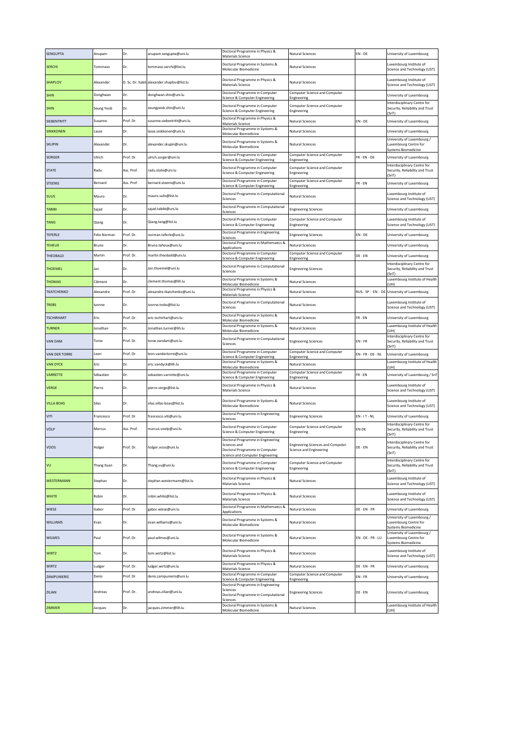| | | | | | | | |
|---|---|---|---|---|---|---|---|
| SENGUPTA | Anupam | Dr. | anupam.sengupta@uni.lu | Doctoral Programme in Physics & Materials Science | Natural Sciences | EN - DE | University of Luxembourg |
| SERCHI | Tommaso | Dr. | tommaso.serchi@list.lu | Doctoral Programme in Systems & Molecular Biomedicine | Natural Sciences | | Luxembourg Institute of Science and Technology (LIST) |
| SHAPLOV | Alexander | D. Sc. Dr. habil. | alexander.shaplov@list.lu | Doctoral Programme in Physics & Materials Science | Natural Sciences | | Luxembourg Institute of Science and Technology (LIST) |
| SHIN | Donghwan | Dr. | donghwan.shin@uni.lu | Doctoral Programme in Computer Science & Computer Engineering | Computer Science and Computer Engineering | | University of Luxembourg |
| SHIN | Seung Yeob | Dr. | seungyeob.shin@uni.lu | Doctoral Programme in Computer Science & Computer Engineering | Computer Science and Computer Engineering | | Interdisciplinary Centre for Security, Reliability and Trust (SnT) |
| SIEBENTRITT | Susanne | Prof. Dr. | susanne.siebentritt@uni.lu | Doctoral Programme in Physics & Materials Science | Natural Sciences | EN - DE | University of Luxembourg |
| SINKKONEN | Lasse | Dr. | lasse.sinkkonen@uni.lu | Doctoral Programme in Systems & Molecular Biomedicine | Natural Sciences | | University of Luxembourg |
| SKUPIN | Alexander | Dr. | alexander.skupin@uni.lu | Doctoral Programme in Systems & Molecular Biomedicine | Natural Sciences | | University of Luxembourg / Luxembourg Centre for Systems Biomedicine |
| SORGER | Ulrich | Prof. Dr. | ulrich.sorger@uni.lu | Doctoral Programme in Computer Science & Computer Engineering | Computer Science and Computer Engineering | FR - EN - DE | University of Luxembourg |
| STATE | Radu | Ass. Prof. | radu.state@uni.lu | Doctoral Programme in Computer Science & Computer Engineering | Computer Science and Computer Engineering | | Interdisciplinary Centre for Security, Reliability and Trust (SnT) |
| STEENIS | Bernard | Ass. Prof. | bernard.steenis@uni.lu | Doctoral Programme in Computer Science & Computer Engineering | Computer Science and Computer Engineering | FR - EN | University of Luxembourg |
| SULIS | Mauro | Dr. | mauro.sulis@list.lu | Doctoral Programme in Computational Sciences | Natural Sciences | | Luxembourg Institute of Science and Technology (LIST) |
| TABIBI | Sajad | Dr. | sajad.tabibi@uni.lu | Doctoral Programme in Computational Sciences | Engineering Sciences | | University of Luxembourg |
| TANG | Qiang | Dr. | Qiang.tang@list.lu | Doctoral Programme in Computer Science & Computer Engineering | Computer Science and Computer Engineering | | Luxembourg Institute of Science and Technology (LIST) |
| TEFERLE | Felix Norman | Prof. Dr. | norman.teferle@uni.lu | Doctoral Programme in Engineering Sciences | Engineering Sciences | EN - DE | University of Luxembourg |
| TEHEUX | Bruno | Dr. | Bruno.teheux@uni.lu | Doctoral Programme in Mathematics & Applications | Natural Sciences | | University of Luxembourg |
| THEOBALD | Martin | Prof. Dr. | martin.theobald@uni.lu | Doctoral Programme in Computer Science & Computer Engineering | Computer Science and Computer Engineering | DE - EN | University of Luxembourg |
| THOEMEL | Jan | Dr. | Jan.thoemel@uni.lu | Doctoral Programme in Computational Sciences | Engineering Sciences | | Interdisciplinary Centre for Security, Reliability and Trust (SnT) |
| THOMAS | Clément | Dr. | clement.thomas@lih.lu | Doctoral Programme in Systems & Molecular Biomedicine | Natural Sciences | | Luxembourg Institute of Health (LIH) |
| TKATCHENKO | Alexandre | Prof. Dr. | alexandre.tkatchenko@uni.lu | Doctoral Programme in Physics & Materials Science | Natural Sciences | RUS- SP - EN - DE | University of Luxembourg |
| TREBS | Ivonne | Dr. | ivonne.trebs@list.lu | Doctoral Programme in Computational Sciences | Natural Sciences | | Luxembourg Institute of Science and Technology (LIST) |
| TSCHIRHART | Eric | Prof. Dr. | eric.tschirhart@uni.lu | Doctoral Programme in Systems & Molecular Biomedicine | Natural Sciences | FR - EN | University of Luxembourg |
| TURNER | Jonathan | Dr. | Jonathan.turner@lih.lu | Doctoral Programme in Systems & Molecular Biomedicine | Natural Sciences | | Luxembourg Institute of Health (LIH) |
| VAN DAM | Tonie | Prof. Dr. | tonie.vandam@uni.lu | Doctoral Programme in Computational Sciences | Engineering Sciences | EN - FR | Interdisciplinary Centre for Security, Reliability and Trust (SnT) |
| VAN DER TORRE | Leon | Prof. Dr. | leon.vandertorre@uni.lu | Doctoral Programme in Computer Science & Computer Engineering | Computer Science and Computer Engineering | EN - FR - DE - NL | University of Luxembourg |
| VAN DYCK | Eric | Dr. | eric.vandyck@lih.lu | Doctoral Programme in Systems & Molecular Biomedicine | Natural Sciences | | Luxembourg Institute of Health (LIH) |
| VARRETTE | Sébastien | Dr. | sebastien.varrette@uni.lu | Doctoral Programme in Computer Science & Computer Engineering | Computer Science and Computer Engineering | FR - EN | University of Luxembourg / SnT |
| VERGE | Pierre | Dr. | pierre.verge@list.lu | Doctoral Programme in Physics & Materials Science | Natural Sciences | | Luxembourg Institute of Science and Technology (LIST) |
| VILLA BOAS | Silas | Dr. | silas.villas-boas@list.lu | Doctoral Programme in Systems & Molecular Biomedicine | Natural Sciences | | Luxembourg Institute of Science and Technology (LIST) |
| VITI | Francesco | Prof. Dr. | francesco.viti@uni.lu | Doctoral Programme in Engineering Sciences | Engineering Sciences | EN - I T - NL | University of Luxembourg |
| VÖLP | Marcus | Ass. Prof. | marcus.voelp@uni.lu | Doctoral Programme in Computer Science & Computer Engineering | Computer Science and Computer Engineering | EN-DE | Interdisciplinary Centre for Security, Reliability and Trust (SnT) |
| VOOS | Holger | Prof. Dr. | holger.voos@uni.lu | Doctoral Programme in Engineering Sciences and Doctoral Programme in Computer Science and Computer Engineering | Engineering Sciences and Computer Science and Engineering | DE - EN | Interdisciplinary Centre for Security, Reliability and Trust (SnT) |
| VU | Thang Xuan | Dr. | Thang.vu@uni.lu | Doctoral Programme in Computer Science & Computer Engineering | Computer Science and Computer Engineering | | Interdisciplinary Centre for Security, Reliability and Trust (SnT) |
| WESTERMANN | Stephan | Dr. | stephan.westermann@list.lu | Doctoral Programme in Physics & Materials Science | Natural Sciences | | Luxembourg Institute of Science and Technology (LIST) |
| WHITE | Robin | Dr. | robin.white@list.lu | Doctoral Programme in Physics & Materials Science | Natural Sciences | | Luxembourg Institute of Science and Technology (LIST) |
| WIESE | Gabor | Prof. Dr. | gabor.wiese@uni.lu | Doctoral Programme in Mathematics & Applications | Natural Sciences | DE - EN - FR | University of Luxembourg |
| WILLIAMS | Evan | Dr. | evan.williams@uni.lu | Doctoral Programme in Systems & Molecular Biomedicine | Natural Sciences | | University of Luxembourg / Luxembourg Centre for Systems Biomedicine |
| WILMES | Paul | Prof. Dr. | paul.wilmes@uni.lu | Doctoral Programme in Systems & Molecular Biomedicine | Natural Sciences | EN - DE - FR - LU | University of Luxembourg / Luxembourg Centre for Systems Biomedicine |
| WIRTZ | Tom | Dr. | tom.wirtz@list.lu | Doctoral Programme in Physics & Materials Science | Natural Sciences | | Luxembourg Institute of Science and Technology (LIST) |
| WIRTZ | Ludger | Prof. Dr. | ludger.wirtz@uni.lu | Doctoral Programme in Physics & Materials Science | Natural Sciences | DE - EN - FR | University of Luxembourg |
| ZAMPUNIERIS | Denis | Prof. Dr. | denis.zampunieris@uni.lu | Doctoral Programme in Computer Science & Computer Engineering | Computer Science and Computer Engineering | EN - FR | University of Luxembourg |
| ZILIAN | Andreas | Prof. Dr. | andreas.zilian@uni.lu | Doctoral Programme in Engineering Sciences Doctoral Programme in Computational Sciences | Engineering Sciences | DE - EN | University of Luxembourg |
| ZIMMER | Jacques | Dr. | jacques.zimmer@lih.lu | Doctoral Programme in Systems & Molecular Biomedicine | Natural Sciences | | Luxembourg Institute of Health (LIH) |